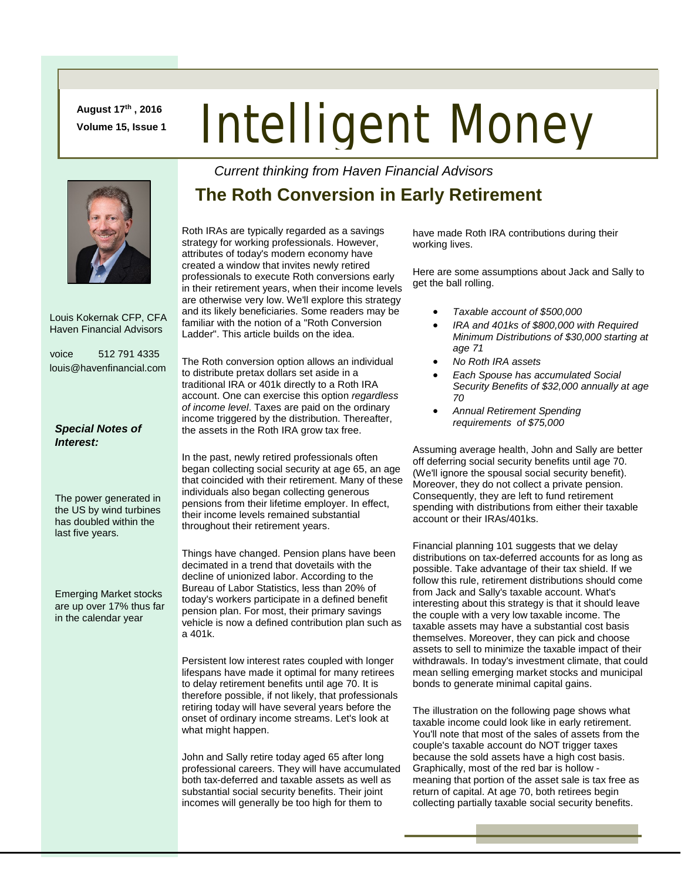**August 17th , 2016**
**Volume 15, Issue 1**

# Intelligent Money

*Current thinking from Haven Financial Advisors*

## The Roth Conversion in Early Retirement

Louis Kokernak CFP, CFA
Haven Financial Advisors

voice 512 791 4335
louis@havenfinancial.com

***Special Notes of Interest:***

The power generated in the US by wind turbines has doubled within the last five years.

Emerging Market stocks are up over 17% thus far in the calendar year

Roth IRAs are typically regarded as a savings strategy for working professionals. However, attributes of today's modern economy have created a window that invites newly retired professionals to execute Roth conversions early in their retirement years, when their income levels are otherwise very low. We'll explore this strategy and its likely beneficiaries. Some readers may be familiar with the notion of a "Roth Conversion Ladder". This article builds on the idea.

The Roth conversion option allows an individual to distribute pretax dollars set aside in a traditional IRA or 401k directly to a Roth IRA account. One can exercise this option *regardless of income level*. Taxes are paid on the ordinary income triggered by the distribution. Thereafter, the assets in the Roth IRA grow tax free.

In the past, newly retired professionals often began collecting social security at age 65, an age that coincided with their retirement. Many of these individuals also began collecting generous pensions from their lifetime employer. In effect, their income levels remained substantial throughout their retirement years.

Things have changed. Pension plans have been decimated in a trend that dovetails with the decline of unionized labor. According to the Bureau of Labor Statistics, less than 20% of today's workers participate in a defined benefit pension plan. For most, their primary savings vehicle is now a defined contribution plan such as a 401k.

Persistent low interest rates coupled with longer lifespans have made it optimal for many retirees to delay retirement benefits until age 70. It is therefore possible, if not likely, that professionals retiring today will have several years before the onset of ordinary income streams. Let's look at what might happen.

John and Sally retire today aged 65 after long professional careers. They will have accumulated both tax-deferred and taxable assets as well as substantial social security benefits. Their joint incomes will generally be too high for them to have made Roth IRA contributions during their working lives.

Here are some assumptions about Jack and Sally to get the ball rolling.

- *Taxable account of $500,000*
- *IRA and 401ks of $800,000 with Required Minimum Distributions of $30,000 starting at age 71*
- *No Roth IRA assets*
- *Each Spouse has accumulated Social Security Benefits of $32,000 annually at age 70*
- *Annual Retirement Spending requirements of $75,000*

Assuming average health, John and Sally are better off deferring social security benefits until age 70. (We'll ignore the spousal social security benefit). Moreover, they do not collect a private pension. Consequently, they are left to fund retirement spending with distributions from either their taxable account or their IRAs/401ks.

Financial planning 101 suggests that we delay distributions on tax-deferred accounts for as long as possible. Take advantage of their tax shield. If we follow this rule, retirement distributions should come from Jack and Sally's taxable account. What's interesting about this strategy is that it should leave the couple with a very low taxable income. The taxable assets may have a substantial cost basis themselves. Moreover, they can pick and choose assets to sell to minimize the taxable impact of their withdrawals. In today's investment climate, that could mean selling emerging market stocks and municipal bonds to generate minimal capital gains.

The illustration on the following page shows what taxable income could look like in early retirement. You'll note that most of the sales of assets from the couple's taxable account do NOT trigger taxes because the sold assets have a high cost basis. Graphically, most of the red bar is hollow - meaning that portion of the asset sale is tax free as return of capital. At age 70, both retirees begin collecting partially taxable social security benefits.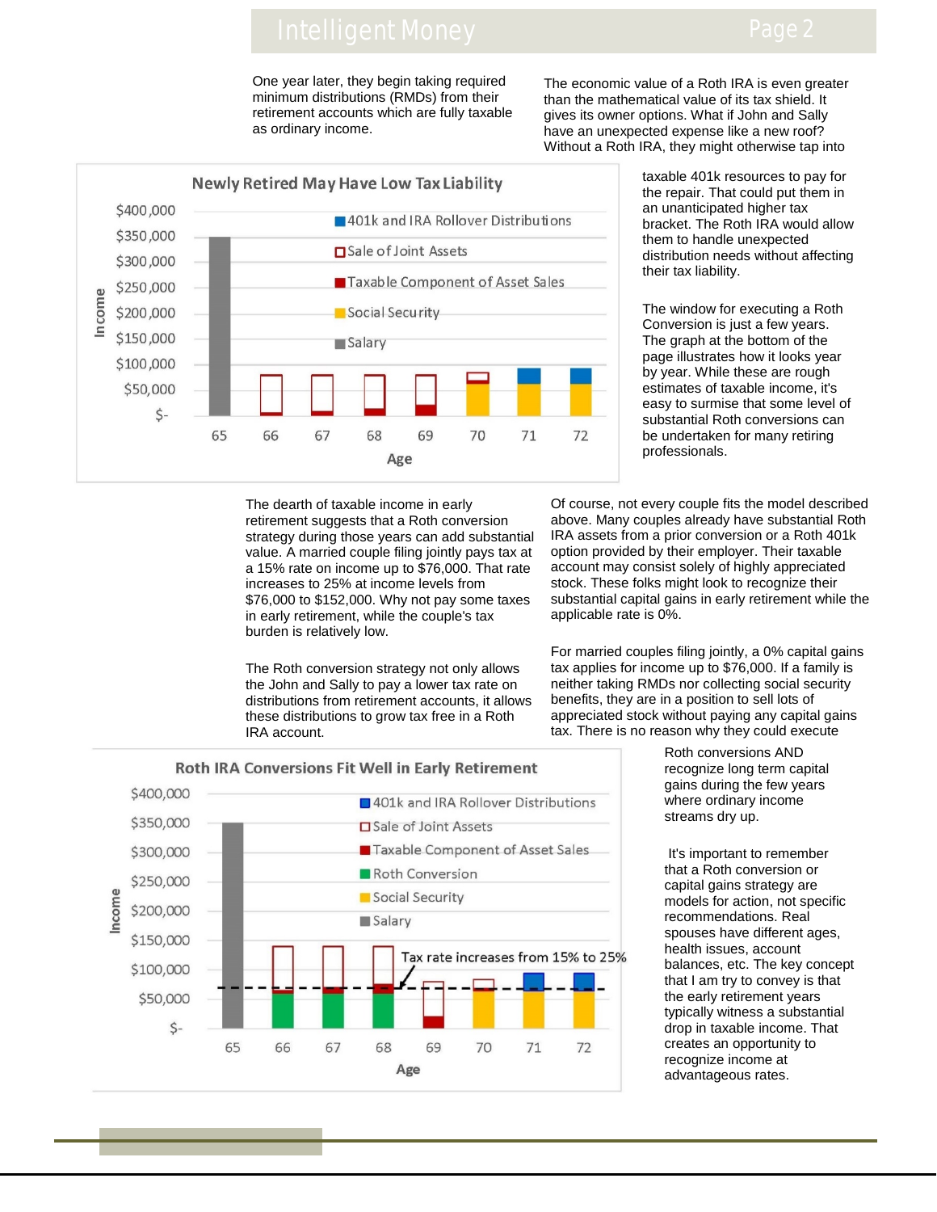One year later, they begin taking required minimum distributions (RMDs) from their retirement accounts which are fully taxable as ordinary income.

Newly Retired May Have Low Tax Liability

$400,000
$350,000
$300,000
$250,000
$200,000
$150,000
$100,000
$50,000
$-

Income

65 66 67 68 69 70 71 72

Age

401k and IRA Rollover Distributions
Sale of Joint Assets
Taxable Component of Asset Sales
Social Security
Salary

The economic value of a Roth IRA is even greater than the mathematical value of its tax shield. It gives its owner options. What if John and Sally have an unexpected expense like a new roof? Without a Roth IRA, they might otherwise tap into taxable 401k resources to pay for the repair. That could put them in an unanticipated higher tax bracket. The Roth IRA would allow them to handle unexpected distribution needs without affecting their tax liability.

The window for executing a Roth Conversion is just a few years. The graph at the bottom of the page illustrates how it looks year by year. While these are rough estimates of taxable income, it's easy to surmise that some level of substantial Roth conversions can be undertaken for many retiring professionals.

The dearth of taxable income in early retirement suggests that a Roth conversion strategy during those years can add substantial value. A married couple filing jointly pays tax at a 15% rate on income up to $76,000. That rate increases to 25% at income levels from $76,000 to $152,000. Why not pay some taxes in early retirement, while the couple's tax burden is relatively low.

The Roth conversion strategy not only allows the John and Sally to pay a lower tax rate on distributions from retirement accounts, it allows these distributions to grow tax free in a Roth IRA account.

Of course, not every couple fits the model described above. Many couples already have substantial Roth IRA assets from a prior conversion or a Roth 401k option provided by their employer. Their taxable account may consist solely of highly appreciated stock. These folks might look to recognize their substantial capital gains in early retirement while the applicable rate is 0%.

For married couples filing jointly, a 0% capital gains tax applies for income up to $76,000. If a family is neither taking RMDs nor collecting social security benefits, they are in a position to sell lots of appreciated stock without paying any capital gains tax. There is no reason why they could execute Roth conversions AND recognize long term capital gains during the few years where ordinary income streams dry up.

Roth IRA Conversions Fit Well in Early Retirement

$400,000
$350,000
$300,000
$250,000
$200,000
$150,000
$100,000
$50,000
$-

Income

65 66 67 68 69 70 71 72

Age

401k and IRA Rollover Distributions
Sale of Joint Assets
Taxable Component of Asset Sales
Roth Conversion
Social Security
Salary

Tax rate increases from 15% to 25%

It's important to remember that a Roth conversion or capital gains strategy are models for action, not specific recommendations. Real spouses have different ages, health issues, account balances, etc. The key concept that I am try to convey is that the early retirement years typically witness a substantial drop in taxable income. That creates an opportunity to recognize income at advantageous rates.